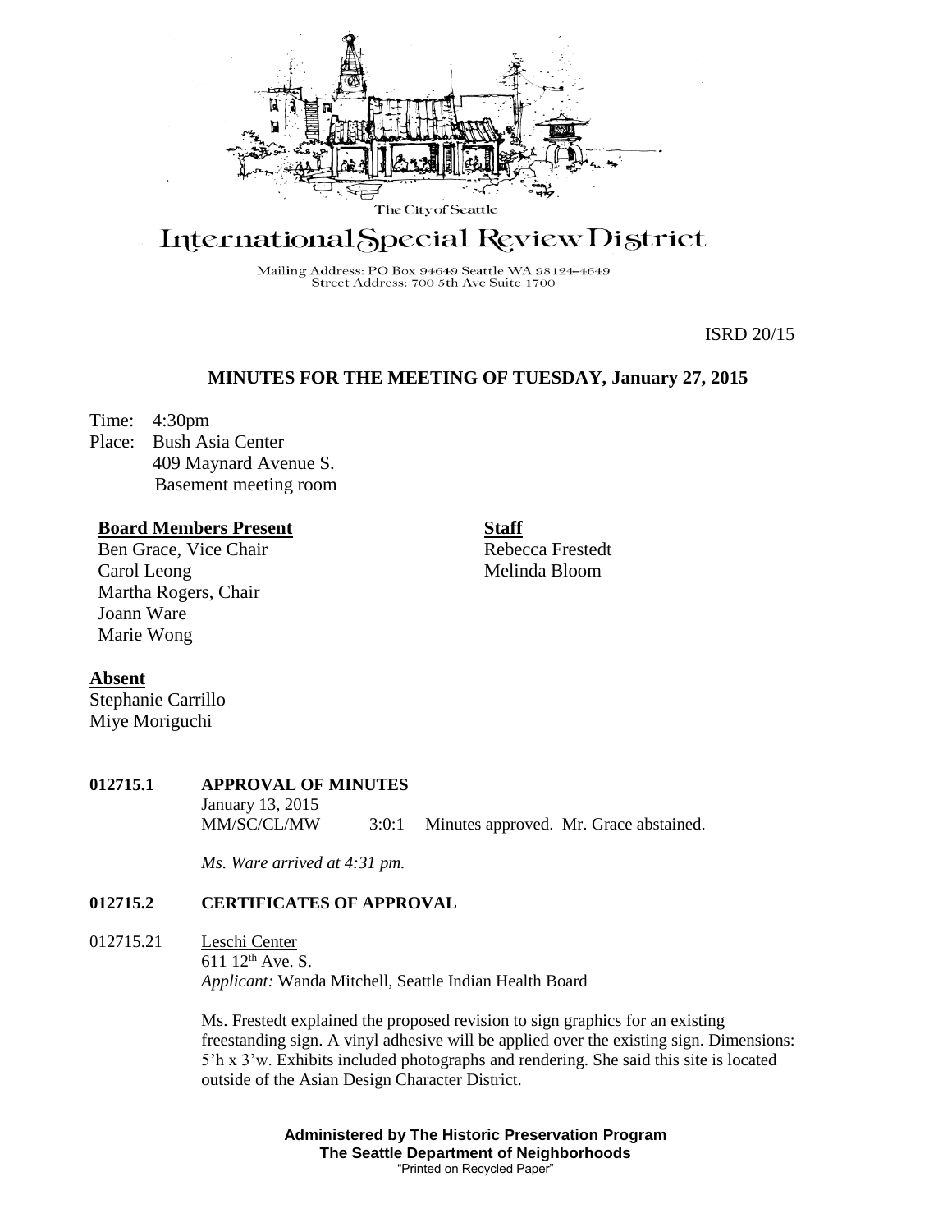The City of Seattle

# International Special Review District

Mailing Address: PO Box 94649 Seattle WA 98124-4649
Street Address: 700 5th Ave Suite 1700

ISRD 20/15

## MINUTES FOR THE MEETING OF TUESDAY, January 27, 2015

Time: 4:30pm
Place: Bush Asia Center
409 Maynard Avenue S.
Basement meeting room

**Board Members Present**
Ben Grace, Vice Chair
Carol Leong
Martha Rogers, Chair
Joann Ware
Marie Wong

**Staff**
Rebecca Frestedt
Melinda Bloom

**Absent**
Stephanie Carrillo
Miye Moriguchi

**012715.1 APPROVAL OF MINUTES**

January 13, 2015
MM/SC/CL/MW 3:0:1 Minutes approved. Mr. Grace abstained.

*Ms. Ware arrived at 4:31 pm.*

**012715.2 CERTIFICATES OF APPROVAL**

012715.21 Leschi Center
611 12th Ave. S.
*Applicant:* Wanda Mitchell, Seattle Indian Health Board

Ms. Frestedt explained the proposed revision to sign graphics for an existing freestanding sign. A vinyl adhesive will be applied over the existing sign. Dimensions: 5'h x 3'w. Exhibits included photographs and rendering. She said this site is located outside of the Asian Design Character District.

**Administered by The Historic Preservation Program**
**The Seattle Department of Neighborhoods**
"Printed on Recycled Paper"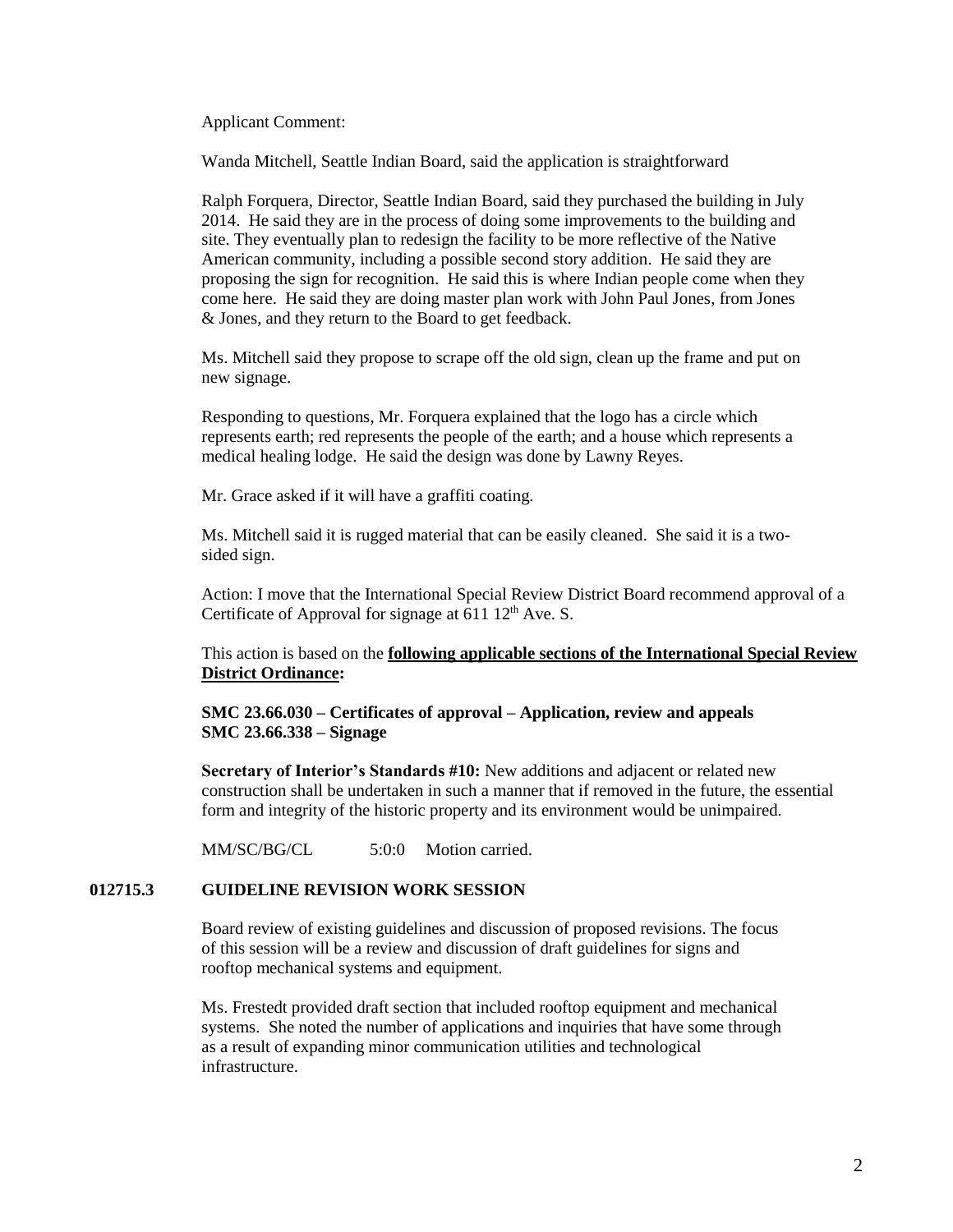Applicant Comment:

Wanda Mitchell, Seattle Indian Board, said the application is straightforward

Ralph Forquera, Director, Seattle Indian Board, said they purchased the building in July 2014. He said they are in the process of doing some improvements to the building and site. They eventually plan to redesign the facility to be more reflective of the Native American community, including a possible second story addition. He said they are proposing the sign for recognition. He said this is where Indian people come when they come here. He said they are doing master plan work with John Paul Jones, from Jones & Jones, and they return to the Board to get feedback.

Ms. Mitchell said they propose to scrape off the old sign, clean up the frame and put on new signage.

Responding to questions, Mr. Forquera explained that the logo has a circle which represents earth; red represents the people of the earth; and a house which represents a medical healing lodge. He said the design was done by Lawny Reyes.

Mr. Grace asked if it will have a graffiti coating.

Ms. Mitchell said it is rugged material that can be easily cleaned. She said it is a two-sided sign.

Action: I move that the International Special Review District Board recommend approval of a Certificate of Approval for signage at 611 12th Ave. S.

This action is based on the **following applicable sections of the International Special Review District Ordinance:**

**SMC 23.66.030 – Certificates of approval – Application, review and appeals**
**SMC 23.66.338 – Signage**

**Secretary of Interior's Standards #10:** New additions and adjacent or related new construction shall be undertaken in such a manner that if removed in the future, the essential form and integrity of the historic property and its environment would be unimpaired.

MM/SC/BG/CL 5:0:0 Motion carried.

### 012715.3 GUIDELINE REVISION WORK SESSION

Board review of existing guidelines and discussion of proposed revisions. The focus of this session will be a review and discussion of draft guidelines for signs and rooftop mechanical systems and equipment.

Ms. Frestedt provided draft section that included rooftop equipment and mechanical systems. She noted the number of applications and inquiries that have some through as a result of expanding minor communication utilities and technological infrastructure.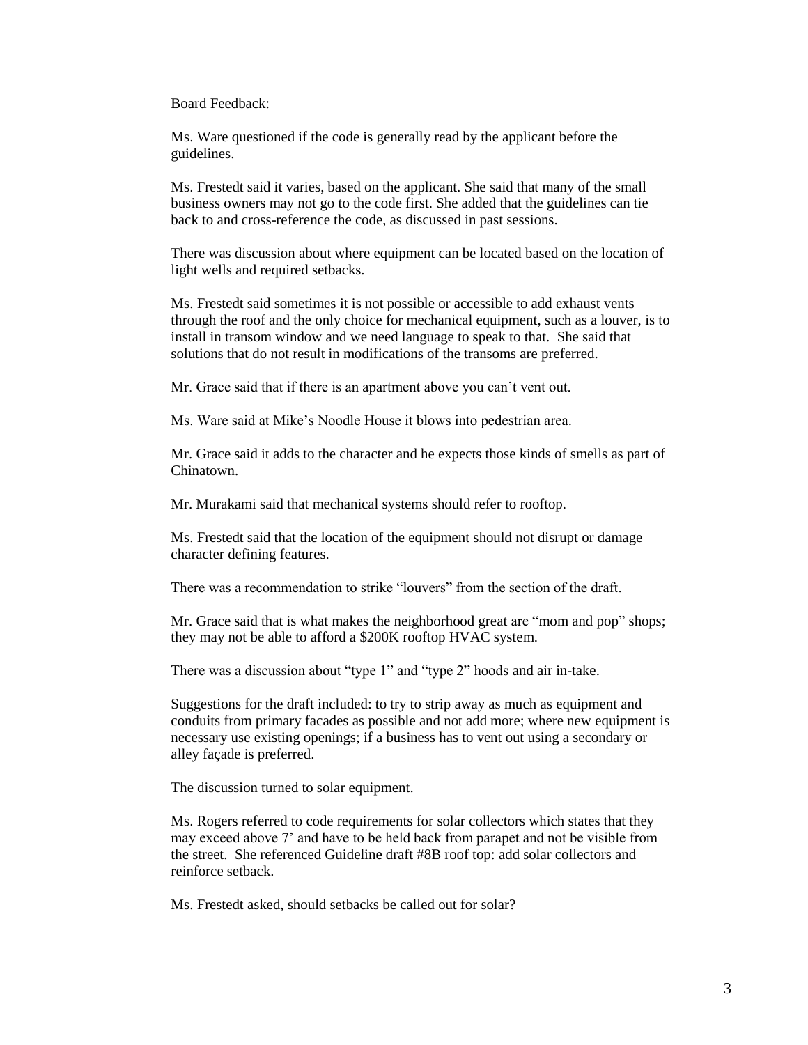Board Feedback:

Ms. Ware questioned if the code is generally read by the applicant before the guidelines.

Ms. Frestedt said it varies, based on the applicant. She said that many of the small business owners may not go to the code first. She added that the guidelines can tie back to and cross-reference the code, as discussed in past sessions.

There was discussion about where equipment can be located based on the location of light wells and required setbacks.

Ms. Frestedt said sometimes it is not possible or accessible to add exhaust vents through the roof and the only choice for mechanical equipment, such as a louver, is to install in transom window and we need language to speak to that. She said that solutions that do not result in modifications of the transoms are preferred.

Mr. Grace said that if there is an apartment above you can't vent out.

Ms. Ware said at Mike's Noodle House it blows into pedestrian area.

Mr. Grace said it adds to the character and he expects those kinds of smells as part of Chinatown.

Mr. Murakami said that mechanical systems should refer to rooftop.

Ms. Frestedt said that the location of the equipment should not disrupt or damage character defining features.

There was a recommendation to strike "louvers" from the section of the draft.

Mr. Grace said that is what makes the neighborhood great are "mom and pop" shops; they may not be able to afford a $200K rooftop HVAC system.

There was a discussion about "type 1" and "type 2" hoods and air in-take.

Suggestions for the draft included: to try to strip away as much as equipment and conduits from primary facades as possible and not add more; where new equipment is necessary use existing openings; if a business has to vent out using a secondary or alley façade is preferred.

The discussion turned to solar equipment.

Ms. Rogers referred to code requirements for solar collectors which states that they may exceed above 7' and have to be held back from parapet and not be visible from the street. She referenced Guideline draft #8B roof top: add solar collectors and reinforce setback.

Ms. Frestedt asked, should setbacks be called out for solar?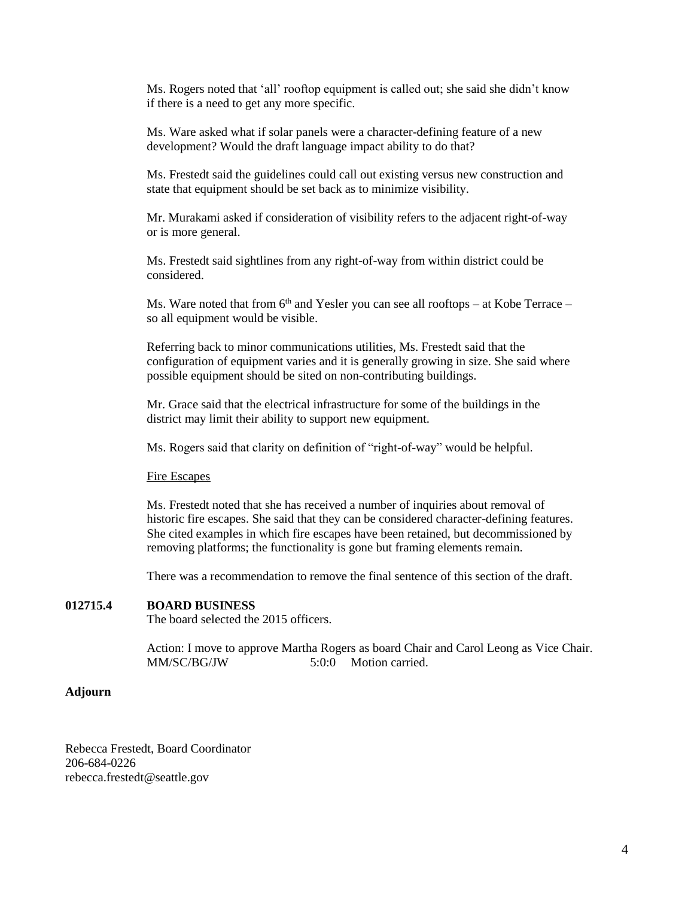Ms. Rogers noted that 'all' rooftop equipment is called out; she said she didn't know if there is a need to get any more specific.

Ms. Ware asked what if solar panels were a character-defining feature of a new development? Would the draft language impact ability to do that?

Ms. Frestedt said the guidelines could call out existing versus new construction and state that equipment should be set back as to minimize visibility.

Mr. Murakami asked if consideration of visibility refers to the adjacent right-of-way or is more general.

Ms. Frestedt said sightlines from any right-of-way from within district could be considered.

Ms. Ware noted that from 6th and Yesler you can see all rooftops – at Kobe Terrace – so all equipment would be visible.

Referring back to minor communications utilities, Ms. Frestedt said that the configuration of equipment varies and it is generally growing in size. She said where possible equipment should be sited on non-contributing buildings.

Mr. Grace said that the electrical infrastructure for some of the buildings in the district may limit their ability to support new equipment.

Ms. Rogers said that clarity on definition of "right-of-way" would be helpful.

Fire Escapes

Ms. Frestedt noted that she has received a number of inquiries about removal of historic fire escapes. She said that they can be considered character-defining features. She cited examples in which fire escapes have been retained, but decommissioned by removing platforms; the functionality is gone but framing elements remain.

There was a recommendation to remove the final sentence of this section of the draft.

**012715.4 BOARD BUSINESS**

The board selected the 2015 officers.

Action: I move to approve Martha Rogers as board Chair and Carol Leong as Vice Chair.
MM/SC/BG/JW 5:0:0 Motion carried.

**Adjourn**

Rebecca Frestedt, Board Coordinator
206-684-0226
rebecca.frestedt@seattle.gov